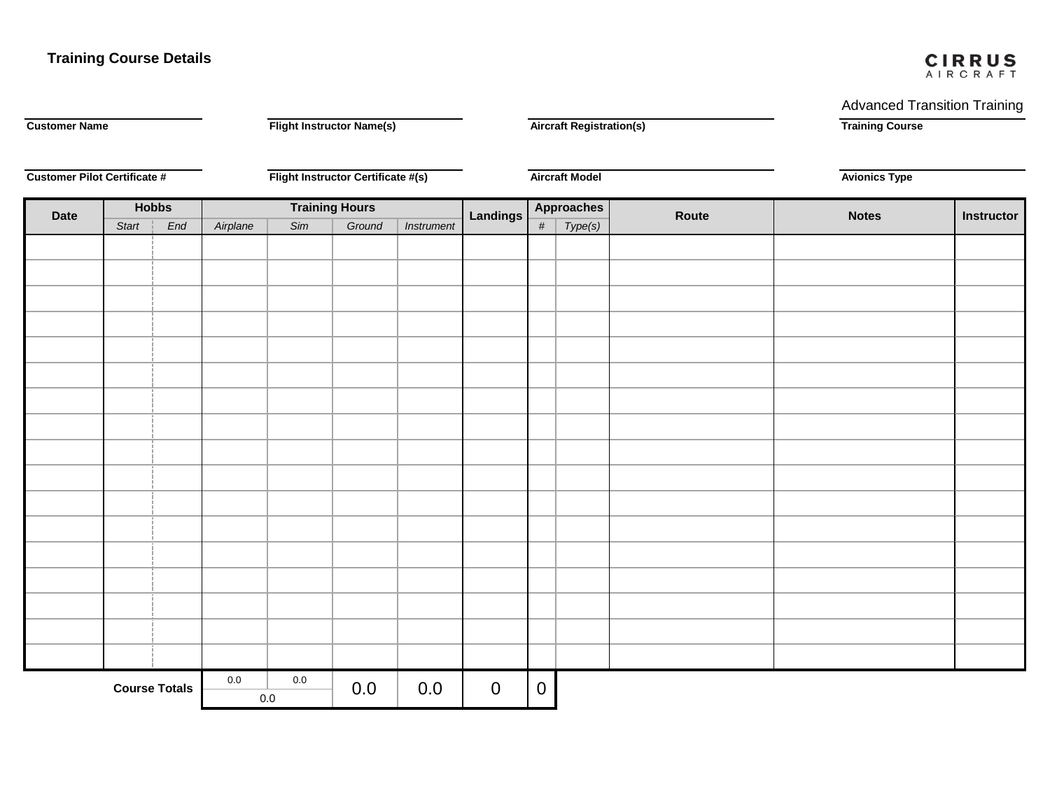## Training Course Details

**CIRRUS AIRCRAFT**

| | | | |
|---|---|---|---|
| | | | Advanced Transition Training |
| **Customer Name** | **Flight Instructor Name(s)** | **Aircraft Registration(s)** | **Training Course** |
| | | | |
| **Customer Pilot Certificate #** | **Flight Instructor Certificate #(s)** | **Aircraft Model** | **Avionics Type** |

| Date | Hobbs | | Training Hours | | | | Landings | Approaches | | Route | Notes | Instructor |
|---|---|---|---|---|---|---|---|---|---|---|---|---|
| | *Start* | *End* | *Airplane* | *Sim* | *Ground* | *Instrument* | | *#* | *Type(s)* | | | |
| | | | | | | | | | | | | |
| | | | | | | | | | | | | |
| | | | | | | | | | | | | |
| | | | | | | | | | | | | |
| | | | | | | | | | | | | |
| | | | | | | | | | | | | |
| | | | | | | | | | | | | |
| | | | | | | | | | | | | |
| | | | | | | | | | | | | |
| | | | | | | | | | | | | |
| | | | | | | | | | | | | |
| | | | | | | | | | | | | |
| | | | | | | | | | | | | |
| | | | | | | | | | | | | |
| | | | | | | | | | | | | |
| | | | | | | | | | | | | |
| | | | | | | | | | | | | |
| **Course Totals** | | | 0.0 | 0.0 | 0.0 | 0.0 | 0 | 0 | | | | |
| | | | 0.0 | | | | | | | | | |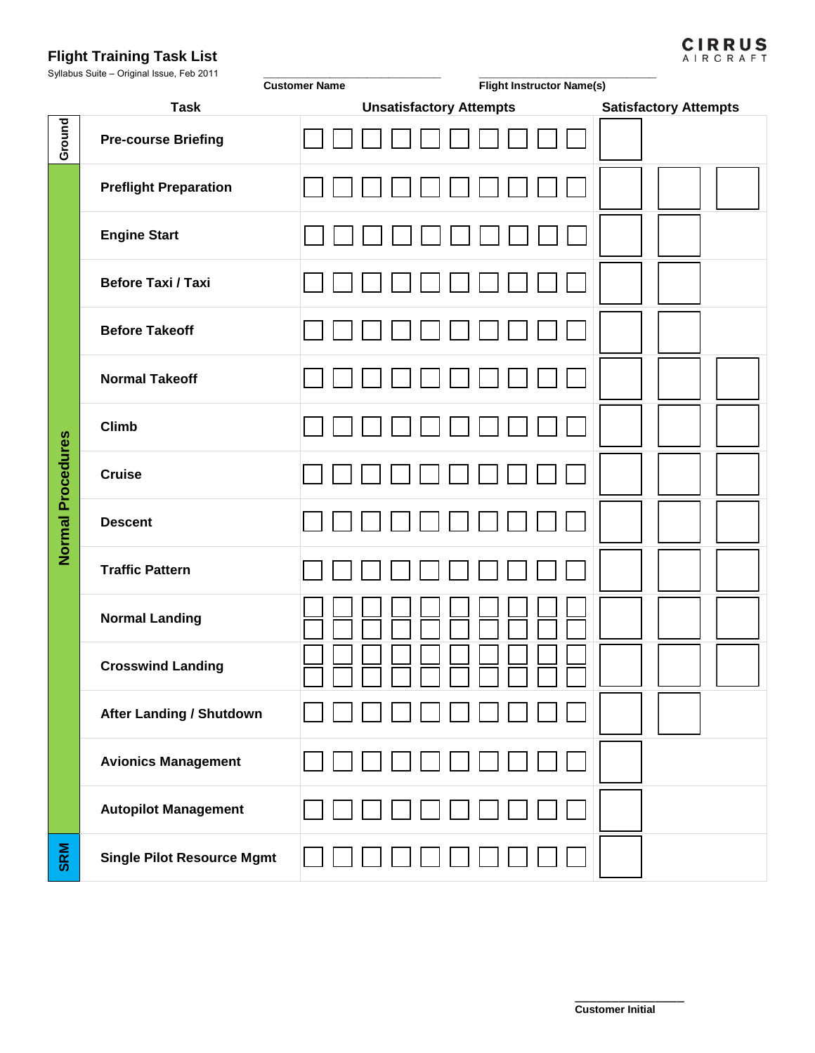# Flight Training Task List

Syllabus Suite – Original Issue, Feb 2011

CIRRUS AIRCRAFT

\_\_\_\_\_\_\_\_\_\_\_\_\_\_\_\_\_\_\_\_\_\_\_\_\_\_\_\_\_\_\_\_\_\_
**Customer Name**

\_\_\_\_\_\_\_\_\_\_\_\_\_\_\_\_\_\_\_\_\_\_\_\_\_\_\_\_\_\_\_\_\_\_
**Flight Instructor Name(s)**

| | Task | Unsatisfactory Attempts | Satisfactory Attempts |
|---|---|---|---|
| Ground | Pre-course Briefing | ☐ ☐ ☐ ☐ ☐ ☐ ☐ ☐ ☐ ☐ | ☐ |
| Normal Procedures | Preflight Preparation | ☐ ☐ ☐ ☐ ☐ ☐ ☐ ☐ ☐ ☐ | ☐ ☐ ☐ |
| | Engine Start | ☐ ☐ ☐ ☐ ☐ ☐ ☐ ☐ ☐ ☐ | ☐ ☐ |
| | Before Taxi / Taxi | ☐ ☐ ☐ ☐ ☐ ☐ ☐ ☐ ☐ ☐ | ☐ ☐ |
| | Before Takeoff | ☐ ☐ ☐ ☐ ☐ ☐ ☐ ☐ ☐ ☐ | ☐ ☐ |
| | Normal Takeoff | ☐ ☐ ☐ ☐ ☐ ☐ ☐ ☐ ☐ ☐ | ☐ ☐ ☐ |
| | Climb | ☐ ☐ ☐ ☐ ☐ ☐ ☐ ☐ ☐ ☐ | ☐ ☐ ☐ |
| | Cruise | ☐ ☐ ☐ ☐ ☐ ☐ ☐ ☐ ☐ ☐ | ☐ ☐ ☐ |
| | Descent | ☐ ☐ ☐ ☐ ☐ ☐ ☐ ☐ ☐ ☐ | ☐ ☐ ☐ |
| | Traffic Pattern | ☐ ☐ ☐ ☐ ☐ ☐ ☐ ☐ ☐ ☐ | ☐ ☐ ☐ |
| | Normal Landing | ☐ ☐ ☐ ☐ ☐ ☐ ☐ ☐ ☐ ☐ ☐ ☐ ☐ ☐ ☐ ☐ ☐ ☐ ☐ ☐ | ☐ ☐ ☐ |
| | Crosswind Landing | ☐ ☐ ☐ ☐ ☐ ☐ ☐ ☐ ☐ ☐ ☐ ☐ ☐ ☐ ☐ ☐ ☐ ☐ ☐ ☐ | ☐ ☐ ☐ |
| | After Landing / Shutdown | ☐ ☐ ☐ ☐ ☐ ☐ ☐ ☐ ☐ ☐ | ☐ ☐ |
| | Avionics Management | ☐ ☐ ☐ ☐ ☐ ☐ ☐ ☐ ☐ ☐ | ☐ |
| | Autopilot Management | ☐ ☐ ☐ ☐ ☐ ☐ ☐ ☐ ☐ ☐ | ☐ |
| SRM | Single Pilot Resource Mgmt | ☐ ☐ ☐ ☐ ☐ ☐ ☐ ☐ ☐ ☐ | ☐ |

\_\_\_\_\_\_\_\_\_\_\_\_\_\_\_\_\_\_\_\_
**Customer Initial**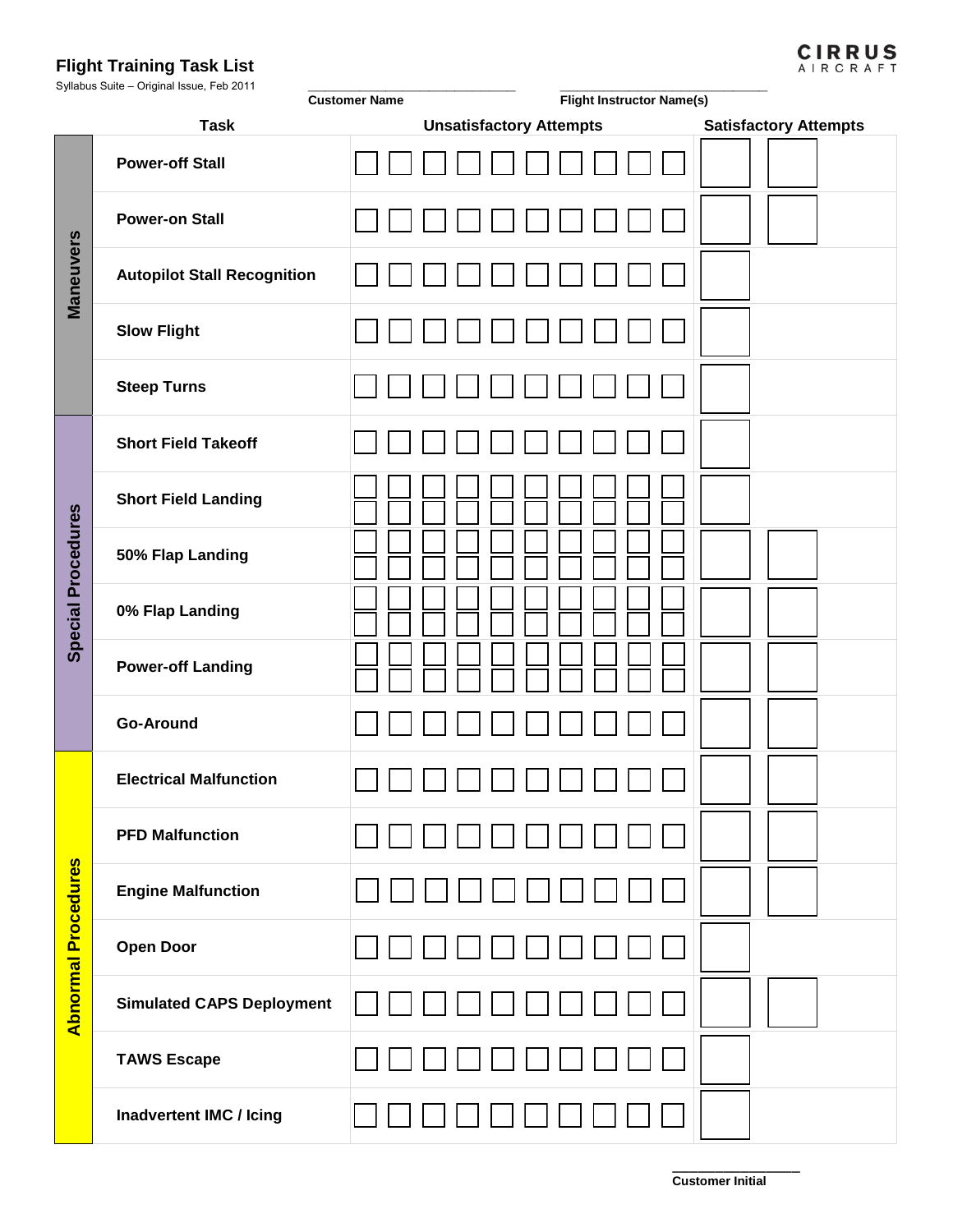# Flight Training Task List

Syllabus Suite – Original Issue, Feb 2011

CIRRUS AIRCRAFT

______________________________ Customer Name

______________________________ Flight Instructor Name(s)

| | Task | Unsatisfactory Attempts | Satisfactory Attempts |
|---|---|---|---|
| Maneuvers | Power-off Stall | ☐ ☐ ☐ ☐ ☐ ☐ ☐ ☐ ☐ ☐ | ☐ ☐ |
| | Power-on Stall | ☐ ☐ ☐ ☐ ☐ ☐ ☐ ☐ ☐ ☐ | ☐ ☐ |
| | Autopilot Stall Recognition | ☐ ☐ ☐ ☐ ☐ ☐ ☐ ☐ ☐ ☐ | ☐ |
| | Slow Flight | ☐ ☐ ☐ ☐ ☐ ☐ ☐ ☐ ☐ ☐ | ☐ |
| | Steep Turns | ☐ ☐ ☐ ☐ ☐ ☐ ☐ ☐ ☐ ☐ | ☐ |
| Special Procedures | Short Field Takeoff | ☐ ☐ ☐ ☐ ☐ ☐ ☐ ☐ ☐ ☐ | ☐ |
| | Short Field Landing | ☐ ☐ ☐ ☐ ☐ ☐ ☐ ☐ ☐ ☐<br>☐ ☐ ☐ ☐ ☐ ☐ ☐ ☐ ☐ ☐ | ☐ |
| | 50% Flap Landing | ☐ ☐ ☐ ☐ ☐ ☐ ☐ ☐ ☐ ☐<br>☐ ☐ ☐ ☐ ☐ ☐ ☐ ☐ ☐ ☐ | ☐ ☐ |
| | 0% Flap Landing | ☐ ☐ ☐ ☐ ☐ ☐ ☐ ☐ ☐ ☐<br>☐ ☐ ☐ ☐ ☐ ☐ ☐ ☐ ☐ ☐ | ☐ ☐ |
| | Power-off Landing | ☐ ☐ ☐ ☐ ☐ ☐ ☐ ☐ ☐ ☐<br>☐ ☐ ☐ ☐ ☐ ☐ ☐ ☐ ☐ ☐ | ☐ ☐ |
| | Go-Around | ☐ ☐ ☐ ☐ ☐ ☐ ☐ ☐ ☐ ☐ | ☐ ☐ |
| Abnormal Procedures | Electrical Malfunction | ☐ ☐ ☐ ☐ ☐ ☐ ☐ ☐ ☐ ☐ | ☐ ☐ |
| | PFD Malfunction | ☐ ☐ ☐ ☐ ☐ ☐ ☐ ☐ ☐ ☐ | ☐ ☐ |
| | Engine Malfunction | ☐ ☐ ☐ ☐ ☐ ☐ ☐ ☐ ☐ ☐ | ☐ ☐ |
| | Open Door | ☐ ☐ ☐ ☐ ☐ ☐ ☐ ☐ ☐ ☐ | ☐ |
| | Simulated CAPS Deployment | ☐ ☐ ☐ ☐ ☐ ☐ ☐ ☐ ☐ ☐ | ☐ ☐ |
| | TAWS Escape | ☐ ☐ ☐ ☐ ☐ ☐ ☐ ☐ ☐ ☐ | ☐ |
| | Inadvertent IMC / Icing | ☐ ☐ ☐ ☐ ☐ ☐ ☐ ☐ ☐ ☐ | ☐ |

______________ Customer Initial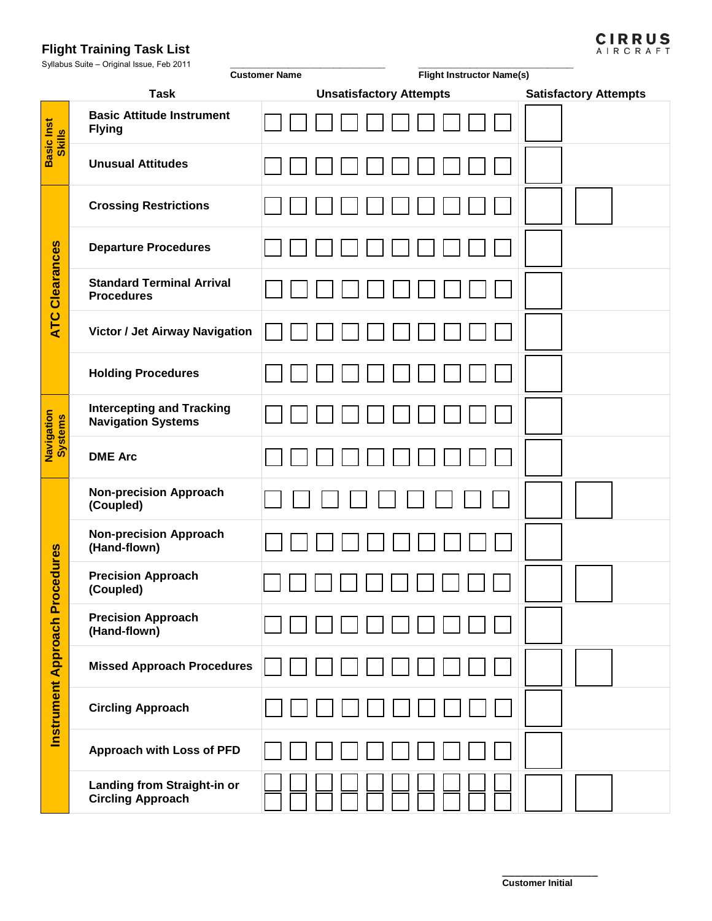# Flight Training Task List

Syllabus Suite – Original Issue, Feb 2011

CIRRUS AIRCRAFT

_______________________________ Customer Name

_______________________________ Flight Instructor Name(s)

| | Task | Unsatisfactory Attempts | Satisfactory Attempts |
|---|---|---|---|
| Basic Inst Skills | Basic Attitude Instrument Flying | ☐ ☐ ☐ ☐ ☐ ☐ ☐ ☐ ☐ ☐ | ☐ |
| | Unusual Attitudes | ☐ ☐ ☐ ☐ ☐ ☐ ☐ ☐ ☐ ☐ | ☐ |
| ATC Clearances | Crossing Restrictions | ☐ ☐ ☐ ☐ ☐ ☐ ☐ ☐ ☐ ☐ | ☐ ☐ |
| | Departure Procedures | ☐ ☐ ☐ ☐ ☐ ☐ ☐ ☐ ☐ ☐ | ☐ |
| | Standard Terminal Arrival Procedures | ☐ ☐ ☐ ☐ ☐ ☐ ☐ ☐ ☐ ☐ | ☐ |
| | Victor / Jet Airway Navigation | ☐ ☐ ☐ ☐ ☐ ☐ ☐ ☐ ☐ ☐ | ☐ |
| | Holding Procedures | ☐ ☐ ☐ ☐ ☐ ☐ ☐ ☐ ☐ ☐ | ☐ |
| Navigation Systems | Intercepting and Tracking Navigation Systems | ☐ ☐ ☐ ☐ ☐ ☐ ☐ ☐ ☐ ☐ | ☐ |
| | DME Arc | ☐ ☐ ☐ ☐ ☐ ☐ ☐ ☐ ☐ ☐ | ☐ |
| Instrument Approach Procedures | Non-precision Approach (Coupled) | ☐ ☐ ☐ ☐ ☐ ☐ ☐ ☐ ☐ | ☐ ☐ |
| | Non-precision Approach (Hand-flown) | ☐ ☐ ☐ ☐ ☐ ☐ ☐ ☐ ☐ ☐ | ☐ |
| | Precision Approach (Coupled) | ☐ ☐ ☐ ☐ ☐ ☐ ☐ ☐ ☐ ☐ | ☐ ☐ |
| | Precision Approach (Hand-flown) | ☐ ☐ ☐ ☐ ☐ ☐ ☐ ☐ ☐ ☐ | ☐ |
| | Missed Approach Procedures | ☐ ☐ ☐ ☐ ☐ ☐ ☐ ☐ ☐ ☐ | ☐ ☐ |
| | Circling Approach | ☐ ☐ ☐ ☐ ☐ ☐ ☐ ☐ ☐ ☐ | ☐ |
| | Approach with Loss of PFD | ☐ ☐ ☐ ☐ ☐ ☐ ☐ ☐ ☐ ☐ | ☐ |
| | Landing from Straight-in or Circling Approach | ☐ ☐ ☐ ☐ ☐ ☐ ☐ ☐ ☐ ☐ ☐ ☐ ☐ ☐ ☐ ☐ ☐ ☐ ☐ ☐ | ☐ ☐ |

_________________ Customer Initial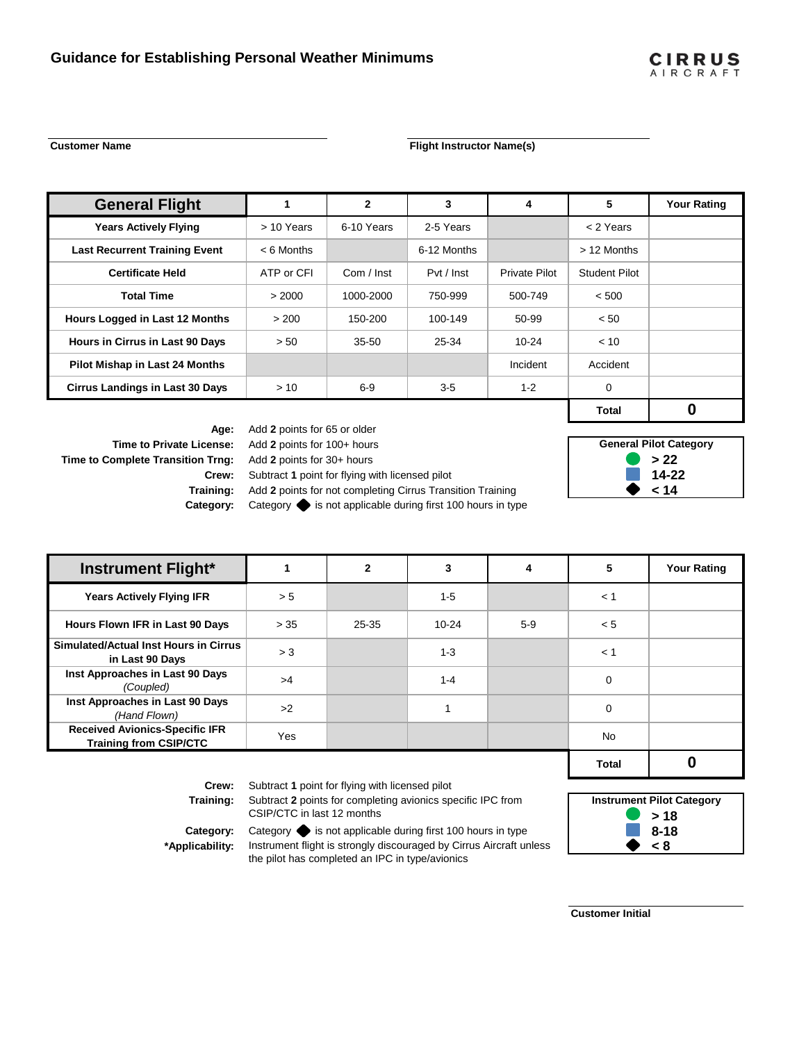# Guidance for Establishing Personal Weather Minimums

CIRRUS AIRCRAFT

**Customer Name**

**Flight Instructor Name(s)**

| General Flight | 1 | 2 | 3 | 4 | 5 | Your Rating |
|---|---|---|---|---|---|---|
| **Years Actively Flying** | > 10 Years | 6-10 Years | 2-5 Years | | < 2 Years | |
| **Last Recurrent Training Event** | < 6 Months | | 6-12 Months | | > 12 Months | |
| **Certificate Held** | ATP or CFI | Com / Inst | Pvt / Inst | Private Pilot | Student Pilot | |
| **Total Time** | > 2000 | 1000-2000 | 750-999 | 500-749 | < 500 | |
| **Hours Logged in Last 12 Months** | > 200 | 150-200 | 100-149 | 50-99 | < 50 | |
| **Hours in Cirrus in Last 90 Days** | > 50 | 35-50 | 25-34 | 10-24 | < 10 | |
| **Pilot Mishap in Last 24 Months** | | | | Incident | Accident | |
| **Cirrus Landings in Last 30 Days** | > 10 | 6-9 | 3-5 | 1-2 | 0 | |
| | | | | | **Total** | **0** |

**Age:** Add **2** points for 65 or older
**Time to Private License:** Add **2** points for 100+ hours
**Time to Complete Transition Trng:** Add **2** points for 30+ hours
**Crew:** Subtract **1** point for flying with licensed pilot
**Training:** Add **2** points for not completing Cirrus Transition Training
**Category:** Category ◆ is not applicable during first 100 hours in type

| General Pilot Category | |
|---|---|
| ● (green) | **> 22** |
| ■ (blue) | **14-22** |
| ◆ (black) | **< 14** |

| Instrument Flight* | 1 | 2 | 3 | 4 | 5 | Your Rating |
|---|---|---|---|---|---|---|
| **Years Actively Flying IFR** | > 5 | | 1-5 | | < 1 | |
| **Hours Flown IFR in Last 90 Days** | > 35 | 25-35 | 10-24 | 5-9 | < 5 | |
| **Simulated/Actual Inst Hours in Cirrus in Last 90 Days** | > 3 | | 1-3 | | < 1 | |
| **Inst Approaches in Last 90 Days** *(Coupled)* | >4 | | 1-4 | | 0 | |
| **Inst Approaches in Last 90 Days** *(Hand Flown)* | >2 | | 1 | | 0 | |
| **Received Avionics-Specific IFR Training from CSIP/CTC** | Yes | | | | No | |
| | | | | | **Total** | **0** |

**Crew:** Subtract **1** point for flying with licensed pilot
**Training:** Subtract **2** points for completing avionics specific IPC from CSIP/CTC in last 12 months
**Category:** Category ◆ is not applicable during first 100 hours in type
***Applicability:** Instrument flight is strongly discouraged by Cirrus Aircraft unless the pilot has completed an IPC in type/avionics

| Instrument Pilot Category | |
|---|---|
| ● (green) | **> 18** |
| ■ (blue) | **8-18** |
| ◆ (black) | **< 8** |

**Customer Initial**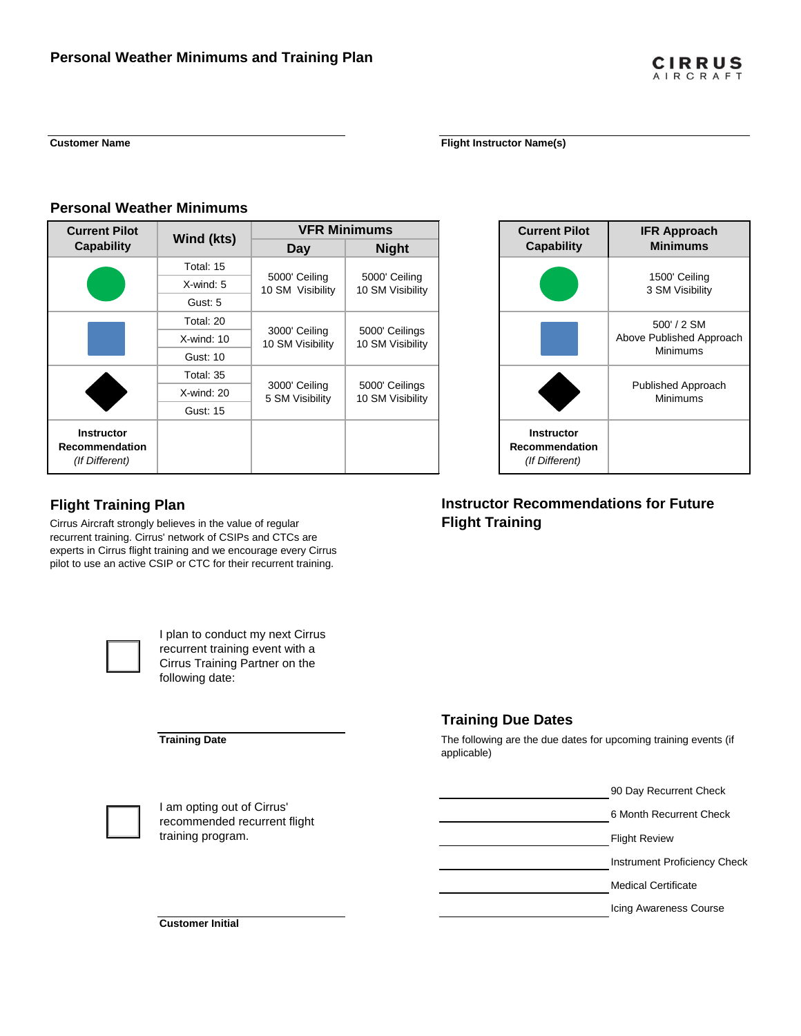# Personal Weather Minimums and Training Plan

Customer Name ______________________

Flight Instructor Name(s) ______________________

## Personal Weather Minimums

| Current Pilot Capability | Wind (kts) | VFR Minimums | |
|---|---|---|---|
| | | Day | Night |
| Green circle | Total: 15<br>X-wind: 5<br>Gust: 5 | 5000' Ceiling<br>10 SM Visibility | 5000' Ceiling<br>10 SM Visibility |
| Blue square | Total: 20<br>X-wind: 10<br>Gust: 10 | 3000' Ceiling<br>10 SM Visibility | 5000' Ceilings<br>10 SM Visibility |
| Black diamond | Total: 35<br>X-wind: 20<br>Gust: 15 | 3000' Ceiling<br>5 SM Visibility | 5000' Ceilings<br>10 SM Visibility |
| **Instructor Recommendation** *(If Different)* | | | |

| Current Pilot Capability | IFR Approach Minimums |
|---|---|
| Green circle | 1500' Ceiling<br>3 SM Visibility |
| Blue square | 500' / 2 SM<br>Above Published Approach Minimums |
| Black diamond | Published Approach Minimums |
| **Instructor Recommendation** *(If Different)* | |

## Flight Training Plan

Cirrus Aircraft strongly believes in the value of regular recurrent training. Cirrus' network of CSIPs and CTCs are experts in Cirrus flight training and we encourage every Cirrus pilot to use an active CSIP or CTC for their recurrent training.

☐ I plan to conduct my next Cirrus recurrent training event with a Cirrus Training Partner on the following date:

Training Date ______________________

☐ I am opting out of Cirrus' recommended recurrent flight training program.

Customer Initial ______________________

## Instructor Recommendations for Future Flight Training

## Training Due Dates

The following are the due dates for upcoming training events (if applicable)

______________________ 90 Day Recurrent Check

______________________ 6 Month Recurrent Check

______________________ Flight Review

______________________ Instrument Proficiency Check

______________________ Medical Certificate

______________________ Icing Awareness Course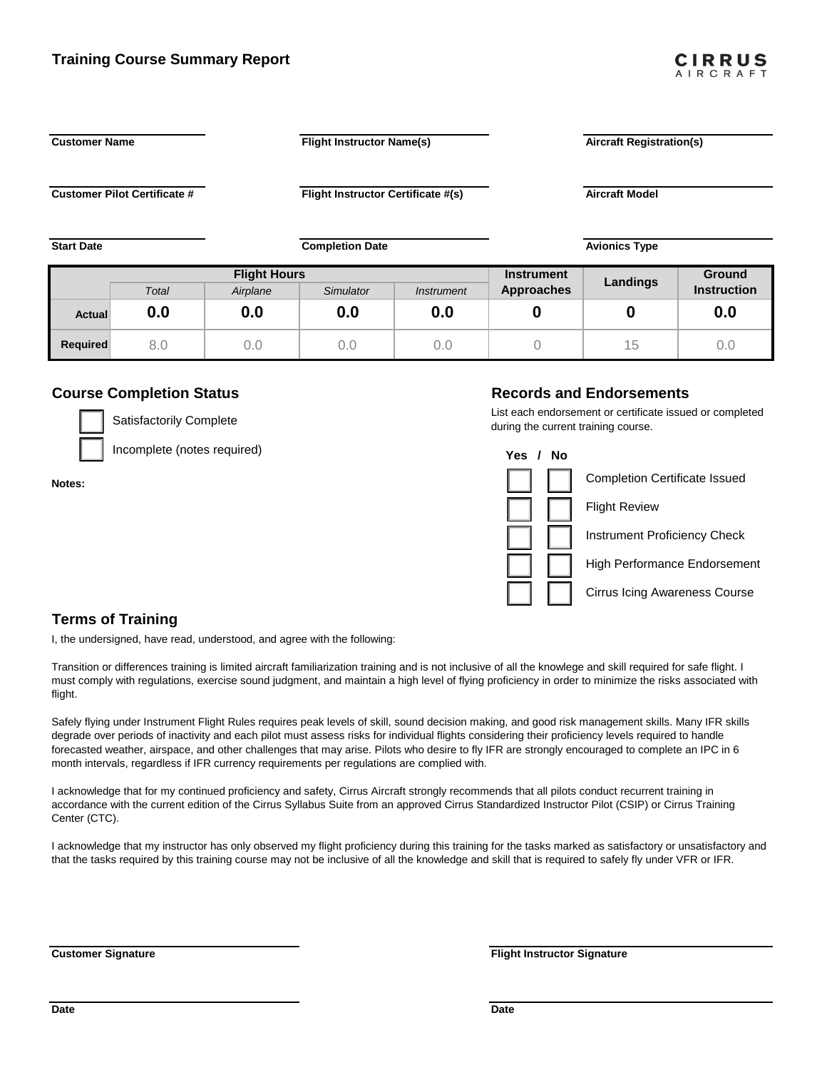# Training Course Summary Report

CIRRUS AIRCRAFT

**Customer Name**

**Flight Instructor Name(s)**

**Aircraft Registration(s)**

**Customer Pilot Certificate #**

**Flight Instructor Certificate #(s)**

**Aircraft Model**

**Start Date**

**Completion Date**

**Avionics Type**

| | Flight Hours | | | | Instrument Approaches | Landings | Ground Instruction |
|---|---|---|---|---|---|---|---|
| | *Total* | *Airplane* | *Simulator* | *Instrument* | | | |
| **Actual** | **0.0** | **0.0** | **0.0** | **0.0** | **0** | **0** | **0.0** |
| **Required** | 8.0 | 0.0 | 0.0 | 0.0 | 0 | 15 | 0.0 |

## Course Completion Status

☐ Satisfactorily Complete

☐ Incomplete (notes required)

**Notes:**

## Records and Endorsements

List each endorsement or certificate issued or completed during the current training course.

| Yes | No | |
|---|---|---|
| ☐ | ☐ | Completion Certificate Issued |
| ☐ | ☐ | Flight Review |
| ☐ | ☐ | Instrument Proficiency Check |
| ☐ | ☐ | High Performance Endorsement |
| ☐ | ☐ | Cirrus Icing Awareness Course |

## Terms of Training

I, the undersigned, have read, understood, and agree with the following:

Transition or differences training is limited aircraft familiarization training and is not inclusive of all the knowlege and skill required for safe flight. I must comply with regulations, exercise sound judgment, and maintain a high level of flying proficiency in order to minimize the risks associated with flight.

Safely flying under Instrument Flight Rules requires peak levels of skill, sound decision making, and good risk management skills. Many IFR skills degrade over periods of inactivity and each pilot must assess risks for individual flights considering their proficiency levels required to handle forecasted weather, airspace, and other challenges that may arise. Pilots who desire to fly IFR are strongly encouraged to complete an IPC in 6 month intervals, regardless if IFR currency requirements per regulations are complied with.

I acknowledge that for my continued proficiency and safety, Cirrus Aircraft strongly recommends that all pilots conduct recurrent training in accordance with the current edition of the Cirrus Syllabus Suite from an approved Cirrus Standardized Instructor Pilot (CSIP) or Cirrus Training Center (CTC).

I acknowledge that my instructor has only observed my flight proficiency during this training for the tasks marked as satisfactory or unsatisfactory and that the tasks required by this training course may not be inclusive of all the knowledge and skill that is required to safely fly under VFR or IFR.

**Customer Signature**

**Flight Instructor Signature**

**Date**

**Date**